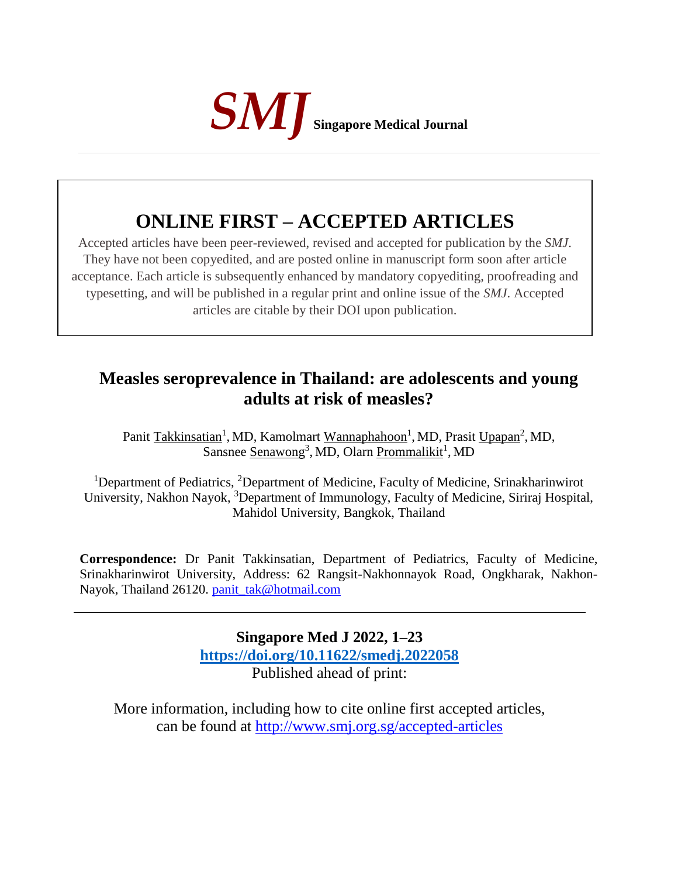*SMJ* **Singapore Medical Journal**

# ONLINE FIRST – ACCEPTED ARTICLES

Accepted articles have been peer-reviewed, revised and accepted for publication by the *SMJ*. They have not been copyedited, and are posted online in manuscript form soon after article acceptance. Each article is subsequently enhanced by mandatory copyediting, proofreading and typesetting, and will be published in a regular print and online issue of the *SMJ*. Accepted articles are citable by their DOI upon publication.

## Measles seroprevalence in Thailand: are adolescents and young adults at risk of measles?

Panit Takkinsatian[1], MD, Kamolmart Wannaphahoon[1], MD, Prasit Upapan[2], MD, Sansnee Senawong[3], MD, Olarn Prommalikit[1], MD

[1]Department of Pediatrics, [2]Department of Medicine, Faculty of Medicine, Srinakharinwirot University, Nakhon Nayok, [3]Department of Immunology, Faculty of Medicine, Siriraj Hospital, Mahidol University, Bangkok, Thailand

**Correspondence:** Dr Panit Takkinsatian, Department of Pediatrics, Faculty of Medicine, Srinakharinwirot University, Address: 62 Rangsit-Nakhonnayok Road, Ongkharak, Nakhon-Nayok, Thailand 26120. panit_tak@hotmail.com

**Singapore Med J 2022, 1–23**
**https://doi.org/10.11622/smedj.2022058**
Published ahead of print:

More information, including how to cite online first accepted articles, can be found at http://www.smj.org.sg/accepted-articles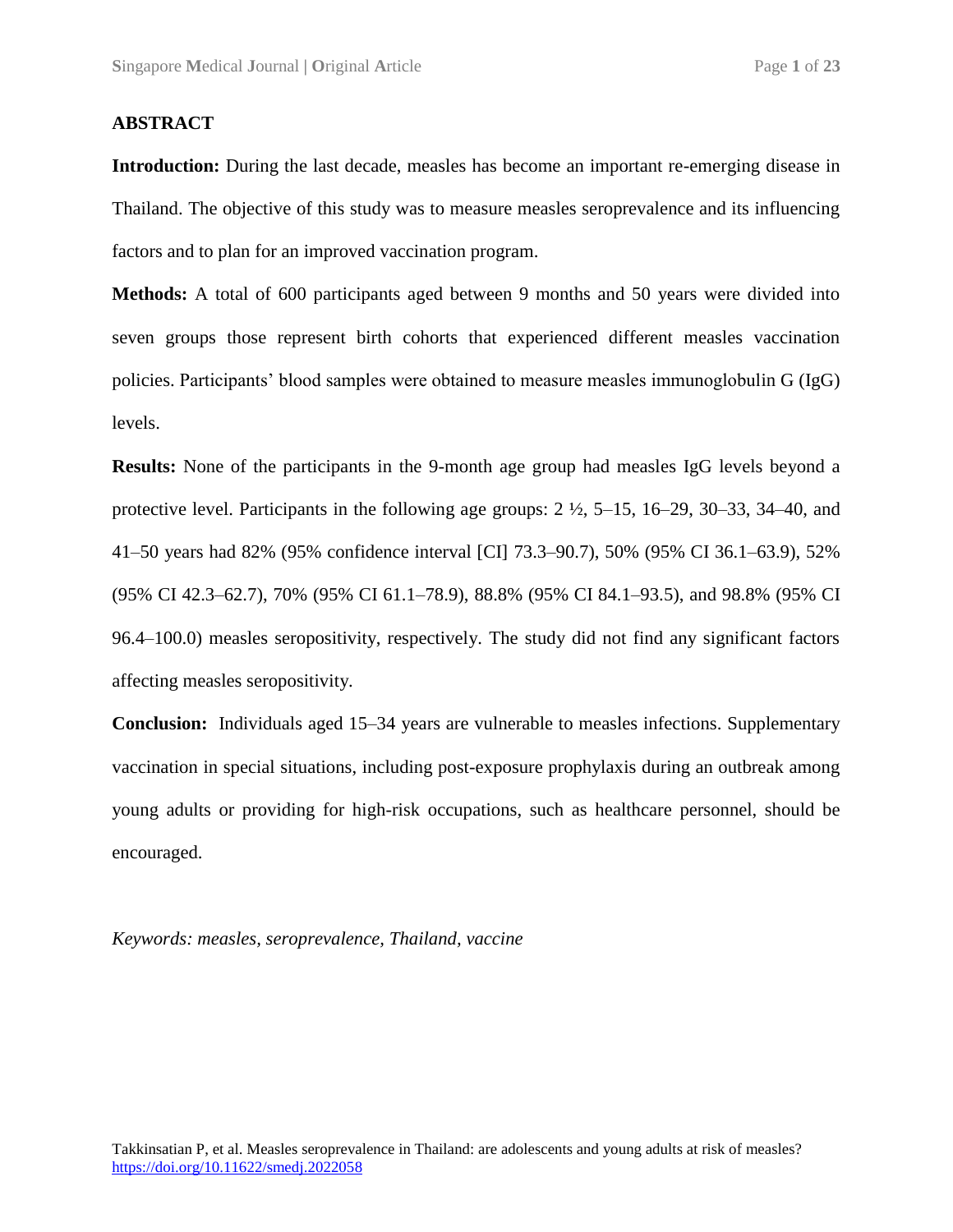## ABSTRACT

**Introduction:** During the last decade, measles has become an important re-emerging disease in Thailand. The objective of this study was to measure measles seroprevalence and its influencing factors and to plan for an improved vaccination program.

**Methods:** A total of 600 participants aged between 9 months and 50 years were divided into seven groups those represent birth cohorts that experienced different measles vaccination policies. Participants' blood samples were obtained to measure measles immunoglobulin G (IgG) levels.

**Results:** None of the participants in the 9-month age group had measles IgG levels beyond a protective level. Participants in the following age groups: 2 ½, 5–15, 16–29, 30–33, 34–40, and 41–50 years had 82% (95% confidence interval [CI] 73.3–90.7), 50% (95% CI 36.1–63.9), 52% (95% CI 42.3–62.7), 70% (95% CI 61.1–78.9), 88.8% (95% CI 84.1–93.5), and 98.8% (95% CI 96.4–100.0) measles seropositivity, respectively. The study did not find any significant factors affecting measles seropositivity.

**Conclusion:** Individuals aged 15–34 years are vulnerable to measles infections. Supplementary vaccination in special situations, including post-exposure prophylaxis during an outbreak among young adults or providing for high-risk occupations, such as healthcare personnel, should be encouraged.

*Keywords: measles, seroprevalence, Thailand, vaccine*

Takkinsatian P, et al. Measles seroprevalence in Thailand: are adolescents and young adults at risk of measles? https://doi.org/10.11622/smedj.2022058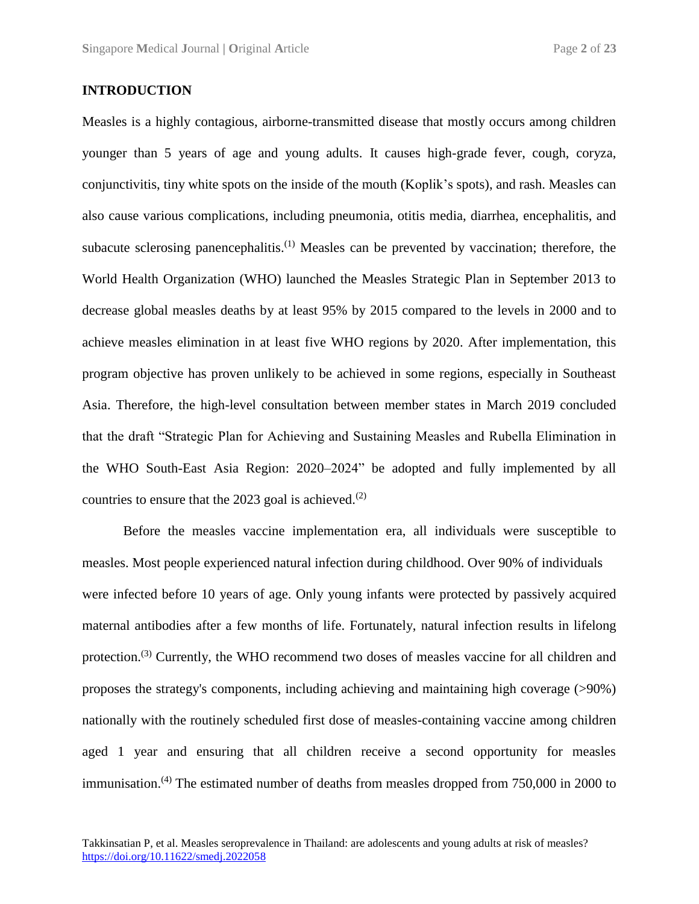## INTRODUCTION

Measles is a highly contagious, airborne-transmitted disease that mostly occurs among children younger than 5 years of age and young adults. It causes high-grade fever, cough, coryza, conjunctivitis, tiny white spots on the inside of the mouth (Koplik's spots), and rash. Measles can also cause various complications, including pneumonia, otitis media, diarrhea, encephalitis, and subacute sclerosing panencephalitis.[1] Measles can be prevented by vaccination; therefore, the World Health Organization (WHO) launched the Measles Strategic Plan in September 2013 to decrease global measles deaths by at least 95% by 2015 compared to the levels in 2000 and to achieve measles elimination in at least five WHO regions by 2020. After implementation, this program objective has proven unlikely to be achieved in some regions, especially in Southeast Asia. Therefore, the high-level consultation between member states in March 2019 concluded that the draft "Strategic Plan for Achieving and Sustaining Measles and Rubella Elimination in the WHO South-East Asia Region: 2020–2024" be adopted and fully implemented by all countries to ensure that the 2023 goal is achieved.[2]

Before the measles vaccine implementation era, all individuals were susceptible to measles. Most people experienced natural infection during childhood. Over 90% of individuals were infected before 10 years of age. Only young infants were protected by passively acquired maternal antibodies after a few months of life. Fortunately, natural infection results in lifelong protection.[3] Currently, the WHO recommend two doses of measles vaccine for all children and proposes the strategy's components, including achieving and maintaining high coverage (>90%) nationally with the routinely scheduled first dose of measles-containing vaccine among children aged 1 year and ensuring that all children receive a second opportunity for measles immunisation.[4] The estimated number of deaths from measles dropped from 750,000 in 2000 to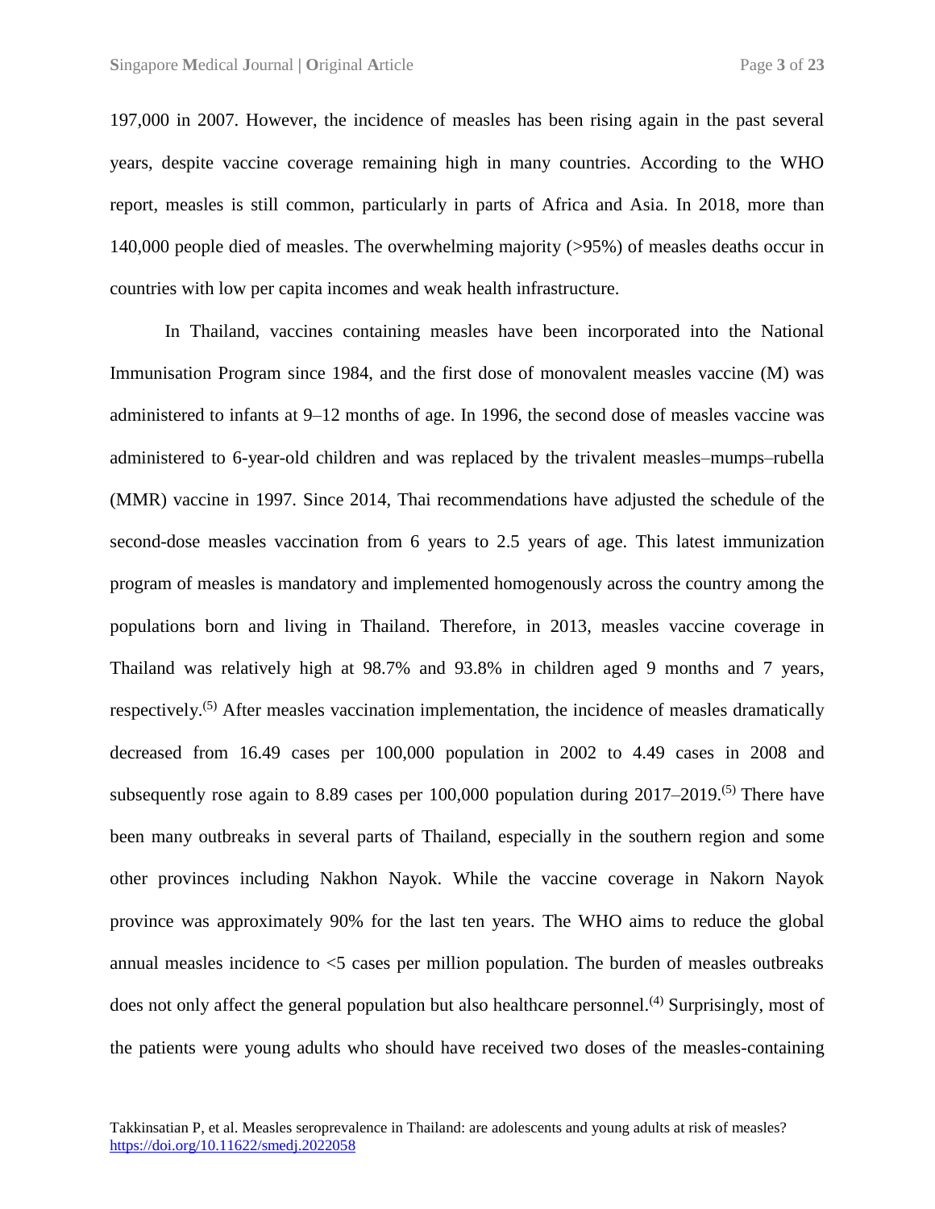197,000 in 2007. However, the incidence of measles has been rising again in the past several years, despite vaccine coverage remaining high in many countries. According to the WHO report, measles is still common, particularly in parts of Africa and Asia. In 2018, more than 140,000 people died of measles. The overwhelming majority (>95%) of measles deaths occur in countries with low per capita incomes and weak health infrastructure.

In Thailand, vaccines containing measles have been incorporated into the National Immunisation Program since 1984, and the first dose of monovalent measles vaccine (M) was administered to infants at 9–12 months of age. In 1996, the second dose of measles vaccine was administered to 6-year-old children and was replaced by the trivalent measles–mumps–rubella (MMR) vaccine in 1997. Since 2014, Thai recommendations have adjusted the schedule of the second-dose measles vaccination from 6 years to 2.5 years of age. This latest immunization program of measles is mandatory and implemented homogenously across the country among the populations born and living in Thailand. Therefore, in 2013, measles vaccine coverage in Thailand was relatively high at 98.7% and 93.8% in children aged 9 months and 7 years, respectively.[5] After measles vaccination implementation, the incidence of measles dramatically decreased from 16.49 cases per 100,000 population in 2002 to 4.49 cases in 2008 and subsequently rose again to 8.89 cases per 100,000 population during 2017–2019.[5] There have been many outbreaks in several parts of Thailand, especially in the southern region and some other provinces including Nakhon Nayok. While the vaccine coverage in Nakorn Nayok province was approximately 90% for the last ten years. The WHO aims to reduce the global annual measles incidence to <5 cases per million population. The burden of measles outbreaks does not only affect the general population but also healthcare personnel.[4] Surprisingly, most of the patients were young adults who should have received two doses of the measles-containing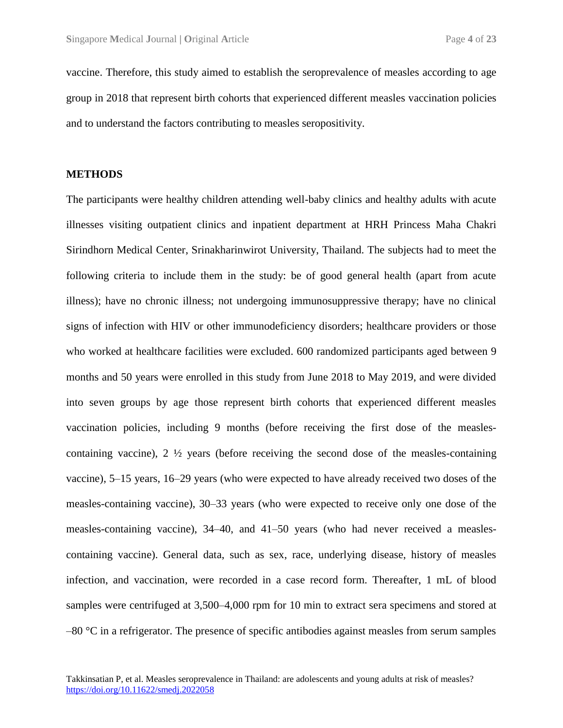vaccine. Therefore, this study aimed to establish the seroprevalence of measles according to age group in 2018 that represent birth cohorts that experienced different measles vaccination policies and to understand the factors contributing to measles seropositivity.

## METHODS

The participants were healthy children attending well-baby clinics and healthy adults with acute illnesses visiting outpatient clinics and inpatient department at HRH Princess Maha Chakri Sirindhorn Medical Center, Srinakharinwirot University, Thailand. The subjects had to meet the following criteria to include them in the study: be of good general health (apart from acute illness); have no chronic illness; not undergoing immunosuppressive therapy; have no clinical signs of infection with HIV or other immunodeficiency disorders; healthcare providers or those who worked at healthcare facilities were excluded. 600 randomized participants aged between 9 months and 50 years were enrolled in this study from June 2018 to May 2019, and were divided into seven groups by age those represent birth cohorts that experienced different measles vaccination policies, including 9 months (before receiving the first dose of the measles-containing vaccine), 2 ½ years (before receiving the second dose of the measles-containing vaccine), 5–15 years, 16–29 years (who were expected to have already received two doses of the measles-containing vaccine), 30–33 years (who were expected to receive only one dose of the measles-containing vaccine), 34–40, and 41–50 years (who had never received a measles-containing vaccine). General data, such as sex, race, underlying disease, history of measles infection, and vaccination, were recorded in a case record form. Thereafter, 1 mL of blood samples were centrifuged at 3,500–4,000 rpm for 10 min to extract sera specimens and stored at –80 °C in a refrigerator. The presence of specific antibodies against measles from serum samples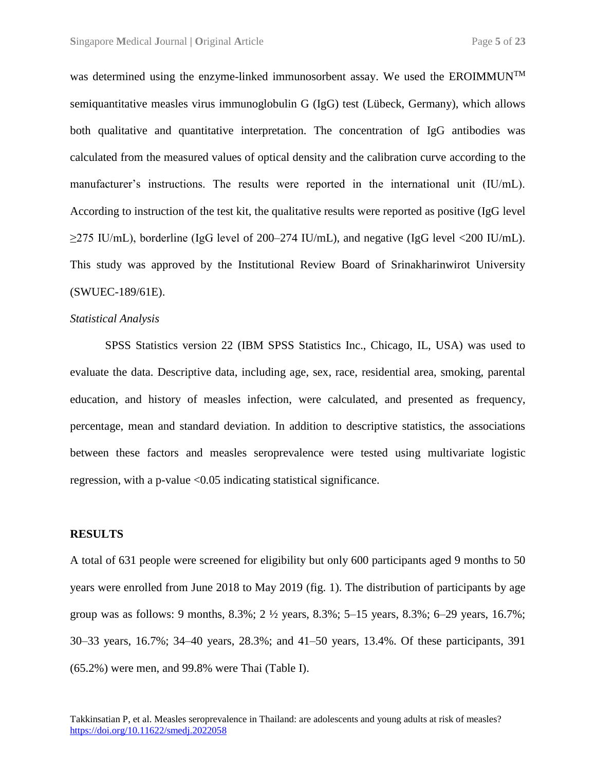was determined using the enzyme-linked immunosorbent assay. We used the EROIMMUN™ semiquantitative measles virus immunoglobulin G (IgG) test (Lübeck, Germany), which allows both qualitative and quantitative interpretation. The concentration of IgG antibodies was calculated from the measured values of optical density and the calibration curve according to the manufacturer's instructions. The results were reported in the international unit (IU/mL). According to instruction of the test kit, the qualitative results were reported as positive (IgG level ≥275 IU/mL), borderline (IgG level of 200–274 IU/mL), and negative (IgG level <200 IU/mL). This study was approved by the Institutional Review Board of Srinakharinwirot University (SWUEC-189/61E).

*Statistical Analysis*

SPSS Statistics version 22 (IBM SPSS Statistics Inc., Chicago, IL, USA) was used to evaluate the data. Descriptive data, including age, sex, race, residential area, smoking, parental education, and history of measles infection, were calculated, and presented as frequency, percentage, mean and standard deviation. In addition to descriptive statistics, the associations between these factors and measles seroprevalence were tested using multivariate logistic regression, with a p-value <0.05 indicating statistical significance.

## RESULTS

A total of 631 people were screened for eligibility but only 600 participants aged 9 months to 50 years were enrolled from June 2018 to May 2019 (fig. 1). The distribution of participants by age group was as follows: 9 months, 8.3%; 2 ½ years, 8.3%; 5–15 years, 8.3%; 6–29 years, 16.7%; 30–33 years, 16.7%; 34–40 years, 28.3%; and 41–50 years, 13.4%. Of these participants, 391 (65.2%) were men, and 99.8% were Thai (Table I).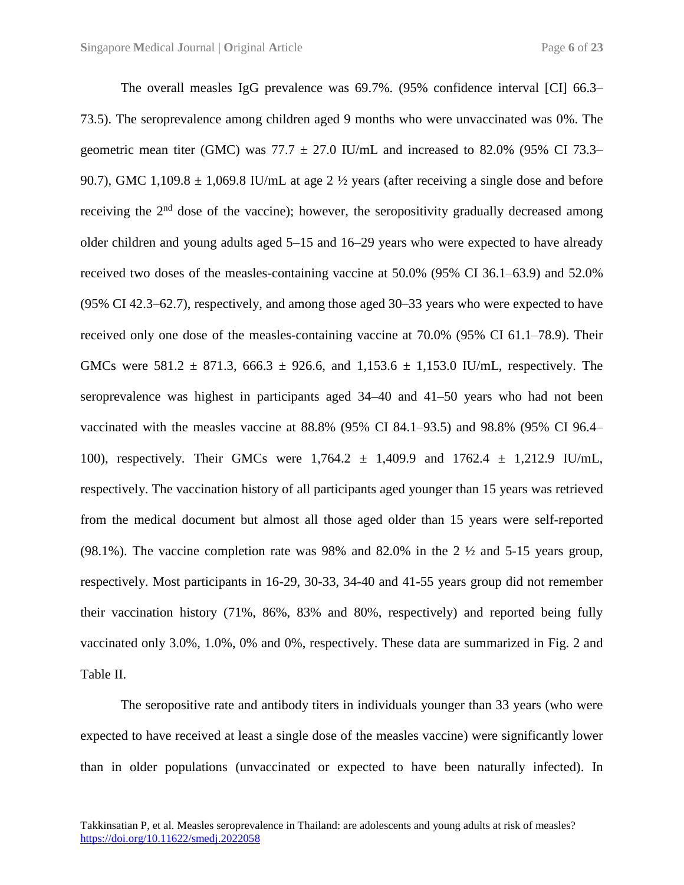The overall measles IgG prevalence was 69.7%. (95% confidence interval [CI] 66.3–73.5). The seroprevalence among children aged 9 months who were unvaccinated was 0%. The geometric mean titer (GMC) was 77.7 ± 27.0 IU/mL and increased to 82.0% (95% CI 73.3–90.7), GMC 1,109.8 ± 1,069.8 IU/mL at age 2 ½ years (after receiving a single dose and before receiving the 2nd dose of the vaccine); however, the seropositivity gradually decreased among older children and young adults aged 5–15 and 16–29 years who were expected to have already received two doses of the measles-containing vaccine at 50.0% (95% CI 36.1–63.9) and 52.0% (95% CI 42.3–62.7), respectively, and among those aged 30–33 years who were expected to have received only one dose of the measles-containing vaccine at 70.0% (95% CI 61.1–78.9). Their GMCs were 581.2 ± 871.3, 666.3 ± 926.6, and 1,153.6 ± 1,153.0 IU/mL, respectively. The seroprevalence was highest in participants aged 34–40 and 41–50 years who had not been vaccinated with the measles vaccine at 88.8% (95% CI 84.1–93.5) and 98.8% (95% CI 96.4–100), respectively. Their GMCs were 1,764.2 ± 1,409.9 and 1762.4 ± 1,212.9 IU/mL, respectively. The vaccination history of all participants aged younger than 15 years was retrieved from the medical document but almost all those aged older than 15 years were self-reported (98.1%). The vaccine completion rate was 98% and 82.0% in the 2 ½ and 5-15 years group, respectively. Most participants in 16-29, 30-33, 34-40 and 41-55 years group did not remember their vaccination history (71%, 86%, 83% and 80%, respectively) and reported being fully vaccinated only 3.0%, 1.0%, 0% and 0%, respectively. These data are summarized in Fig. 2 and Table II.

The seropositive rate and antibody titers in individuals younger than 33 years (who were expected to have received at least a single dose of the measles vaccine) were significantly lower than in older populations (unvaccinated or expected to have been naturally infected). In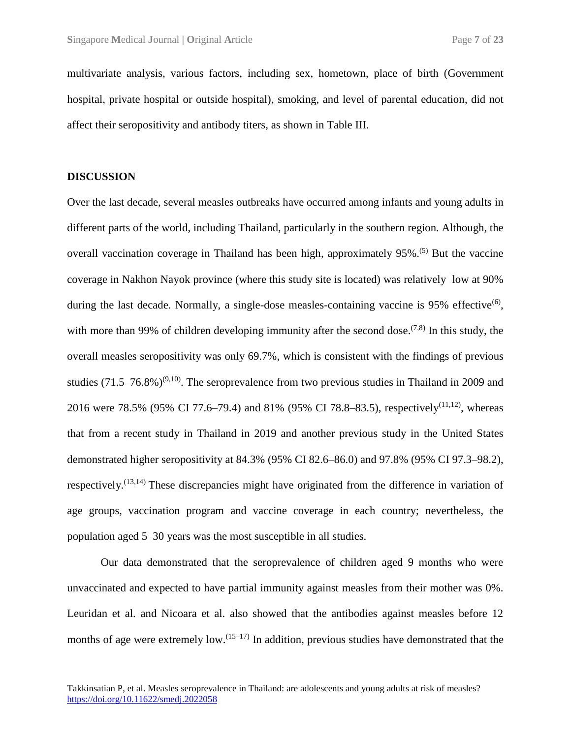multivariate analysis, various factors, including sex, hometown, place of birth (Government hospital, private hospital or outside hospital), smoking, and level of parental education, did not affect their seropositivity and antibody titers, as shown in Table III.

## DISCUSSION

Over the last decade, several measles outbreaks have occurred among infants and young adults in different parts of the world, including Thailand, particularly in the southern region. Although, the overall vaccination coverage in Thailand has been high, approximately 95%.[5] But the vaccine coverage in Nakhon Nayok province (where this study site is located) was relatively low at 90% during the last decade. Normally, a single-dose measles-containing vaccine is 95% effective[6], with more than 99% of children developing immunity after the second dose.[7,8] In this study, the overall measles seropositivity was only 69.7%, which is consistent with the findings of previous studies (71.5–76.8%)[9,10]. The seroprevalence from two previous studies in Thailand in 2009 and 2016 were 78.5% (95% CI 77.6–79.4) and 81% (95% CI 78.8–83.5), respectively[11,12], whereas that from a recent study in Thailand in 2019 and another previous study in the United States demonstrated higher seropositivity at 84.3% (95% CI 82.6–86.0) and 97.8% (95% CI 97.3–98.2), respectively.[13,14] These discrepancies might have originated from the difference in variation of age groups, vaccination program and vaccine coverage in each country; nevertheless, the population aged 5–30 years was the most susceptible in all studies.

Our data demonstrated that the seroprevalence of children aged 9 months who were unvaccinated and expected to have partial immunity against measles from their mother was 0%. Leuridan et al. and Nicoara et al. also showed that the antibodies against measles before 12 months of age were extremely low.[15–17] In addition, previous studies have demonstrated that the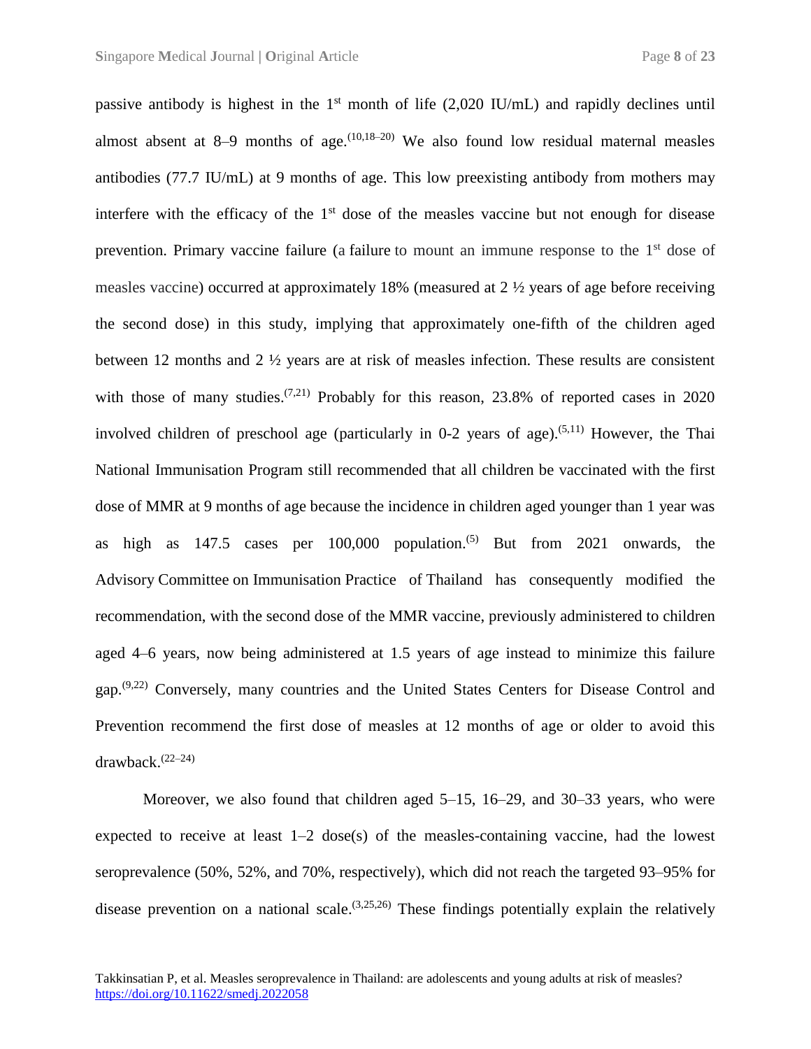passive antibody is highest in the 1st month of life (2,020 IU/mL) and rapidly declines until almost absent at 8–9 months of age.[10,18–20] We also found low residual maternal measles antibodies (77.7 IU/mL) at 9 months of age. This low preexisting antibody from mothers may interfere with the efficacy of the 1st dose of the measles vaccine but not enough for disease prevention. Primary vaccine failure (a failure to mount an immune response to the 1st dose of measles vaccine) occurred at approximately 18% (measured at 2 ½ years of age before receiving the second dose) in this study, implying that approximately one-fifth of the children aged between 12 months and 2 ½ years are at risk of measles infection. These results are consistent with those of many studies.[7,21] Probably for this reason, 23.8% of reported cases in 2020 involved children of preschool age (particularly in 0-2 years of age).[5,11] However, the Thai National Immunisation Program still recommended that all children be vaccinated with the first dose of MMR at 9 months of age because the incidence in children aged younger than 1 year was as high as 147.5 cases per 100,000 population.[5] But from 2021 onwards, the Advisory Committee on Immunisation Practice of Thailand has consequently modified the recommendation, with the second dose of the MMR vaccine, previously administered to children aged 4–6 years, now being administered at 1.5 years of age instead to minimize this failure gap.[9,22] Conversely, many countries and the United States Centers for Disease Control and Prevention recommend the first dose of measles at 12 months of age or older to avoid this drawback.[22–24]

Moreover, we also found that children aged 5–15, 16–29, and 30–33 years, who were expected to receive at least 1–2 dose(s) of the measles-containing vaccine, had the lowest seroprevalence (50%, 52%, and 70%, respectively), which did not reach the targeted 93–95% for disease prevention on a national scale.[3,25,26] These findings potentially explain the relatively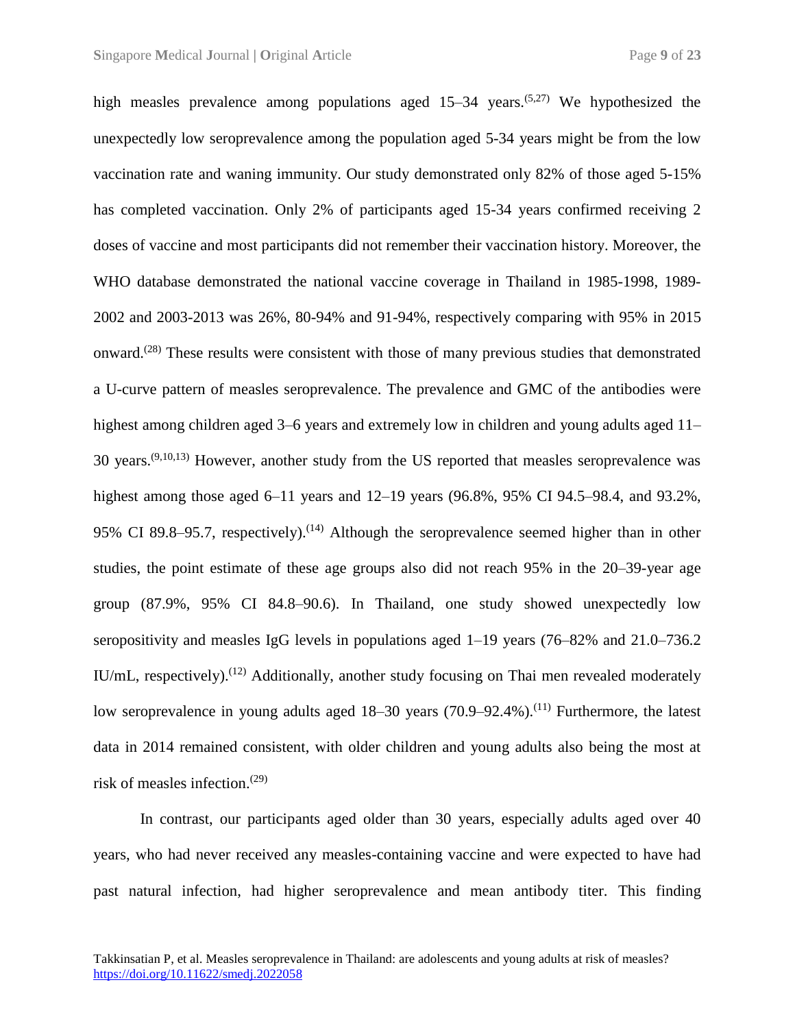high measles prevalence among populations aged 15–34 years.[5,27] We hypothesized the unexpectedly low seroprevalence among the population aged 5-34 years might be from the low vaccination rate and waning immunity. Our study demonstrated only 82% of those aged 5-15% has completed vaccination. Only 2% of participants aged 15-34 years confirmed receiving 2 doses of vaccine and most participants did not remember their vaccination history. Moreover, the WHO database demonstrated the national vaccine coverage in Thailand in 1985-1998, 1989-2002 and 2003-2013 was 26%, 80-94% and 91-94%, respectively comparing with 95% in 2015 onward.[28] These results were consistent with those of many previous studies that demonstrated a U-curve pattern of measles seroprevalence. The prevalence and GMC of the antibodies were highest among children aged 3–6 years and extremely low in children and young adults aged 11–30 years.[9,10,13] However, another study from the US reported that measles seroprevalence was highest among those aged 6–11 years and 12–19 years (96.8%, 95% CI 94.5–98.4, and 93.2%, 95% CI 89.8–95.7, respectively).[14] Although the seroprevalence seemed higher than in other studies, the point estimate of these age groups also did not reach 95% in the 20–39-year age group (87.9%, 95% CI 84.8–90.6). In Thailand, one study showed unexpectedly low seropositivity and measles IgG levels in populations aged 1–19 years (76–82% and 21.0–736.2 IU/mL, respectively).[12] Additionally, another study focusing on Thai men revealed moderately low seroprevalence in young adults aged 18–30 years (70.9–92.4%).[11] Furthermore, the latest data in 2014 remained consistent, with older children and young adults also being the most at risk of measles infection.[29]

In contrast, our participants aged older than 30 years, especially adults aged over 40 years, who had never received any measles-containing vaccine and were expected to have had past natural infection, had higher seroprevalence and mean antibody titer. This finding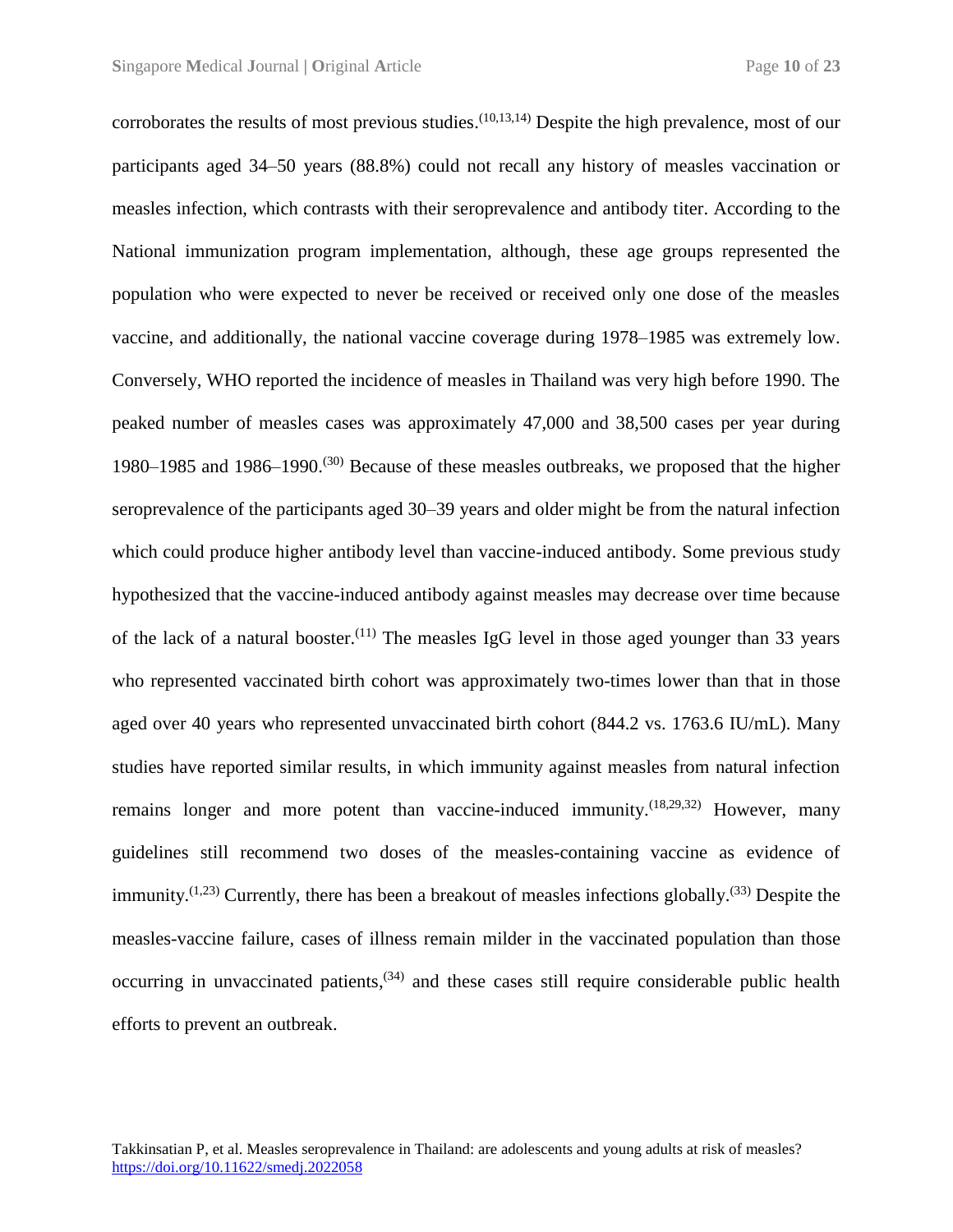corroborates the results of most previous studies.[10,13,14] Despite the high prevalence, most of our participants aged 34–50 years (88.8%) could not recall any history of measles vaccination or measles infection, which contrasts with their seroprevalence and antibody titer. According to the National immunization program implementation, although, these age groups represented the population who were expected to never be received or received only one dose of the measles vaccine, and additionally, the national vaccine coverage during 1978–1985 was extremely low. Conversely, WHO reported the incidence of measles in Thailand was very high before 1990. The peaked number of measles cases was approximately 47,000 and 38,500 cases per year during 1980–1985 and 1986–1990.[30] Because of these measles outbreaks, we proposed that the higher seroprevalence of the participants aged 30–39 years and older might be from the natural infection which could produce higher antibody level than vaccine-induced antibody. Some previous study hypothesized that the vaccine-induced antibody against measles may decrease over time because of the lack of a natural booster.[11] The measles IgG level in those aged younger than 33 years who represented vaccinated birth cohort was approximately two-times lower than that in those aged over 40 years who represented unvaccinated birth cohort (844.2 vs. 1763.6 IU/mL). Many studies have reported similar results, in which immunity against measles from natural infection remains longer and more potent than vaccine-induced immunity.[18,29,32] However, many guidelines still recommend two doses of the measles-containing vaccine as evidence of immunity.[1,23] Currently, there has been a breakout of measles infections globally.[33] Despite the measles-vaccine failure, cases of illness remain milder in the vaccinated population than those occurring in unvaccinated patients,[34] and these cases still require considerable public health efforts to prevent an outbreak.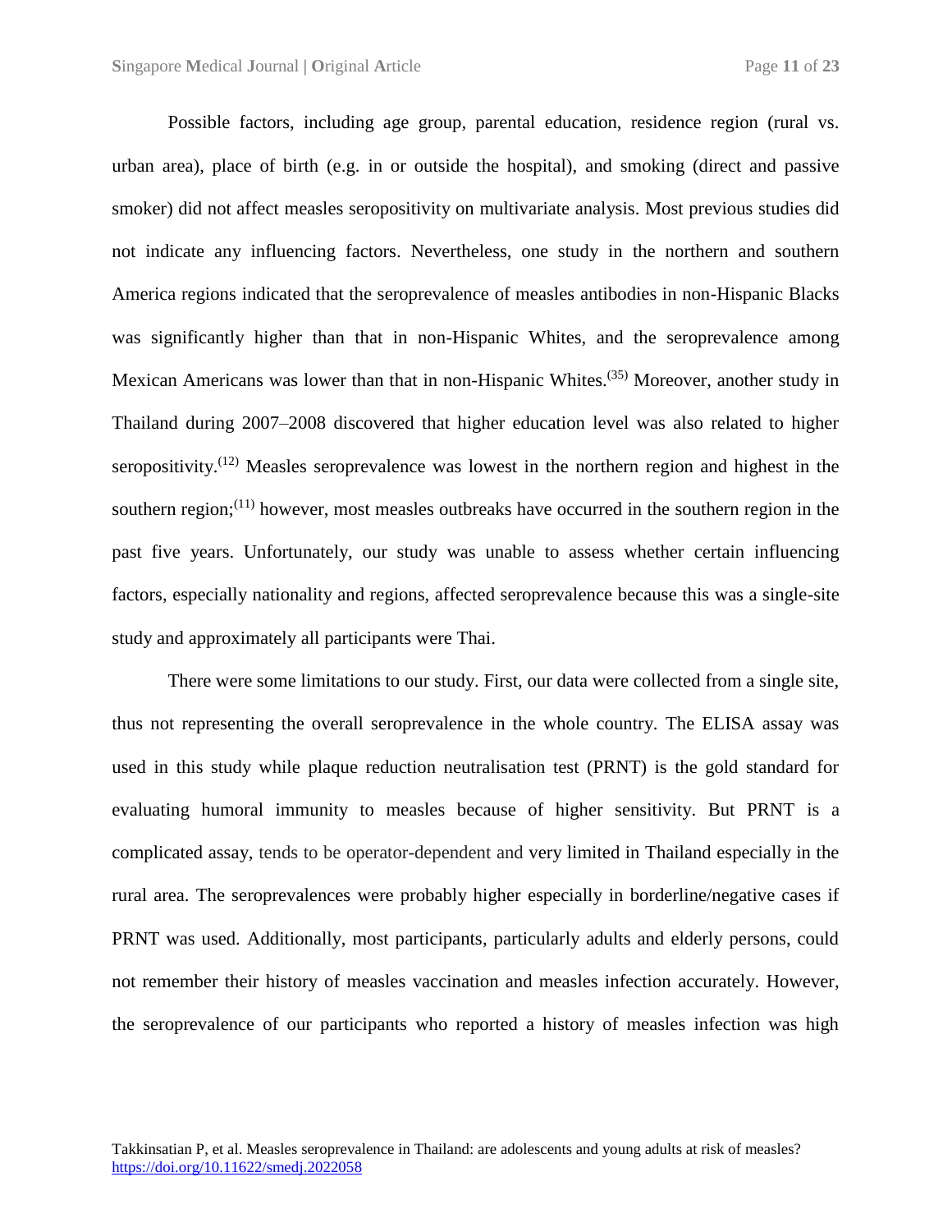Possible factors, including age group, parental education, residence region (rural vs. urban area), place of birth (e.g. in or outside the hospital), and smoking (direct and passive smoker) did not affect measles seropositivity on multivariate analysis. Most previous studies did not indicate any influencing factors. Nevertheless, one study in the northern and southern America regions indicated that the seroprevalence of measles antibodies in non-Hispanic Blacks was significantly higher than that in non-Hispanic Whites, and the seroprevalence among Mexican Americans was lower than that in non-Hispanic Whites.[35] Moreover, another study in Thailand during 2007–2008 discovered that higher education level was also related to higher seropositivity.[12] Measles seroprevalence was lowest in the northern region and highest in the southern region;[11] however, most measles outbreaks have occurred in the southern region in the past five years. Unfortunately, our study was unable to assess whether certain influencing factors, especially nationality and regions, affected seroprevalence because this was a single-site study and approximately all participants were Thai.

There were some limitations to our study. First, our data were collected from a single site, thus not representing the overall seroprevalence in the whole country. The ELISA assay was used in this study while plaque reduction neutralisation test (PRNT) is the gold standard for evaluating humoral immunity to measles because of higher sensitivity. But PRNT is a complicated assay, tends to be operator-dependent and very limited in Thailand especially in the rural area. The seroprevalences were probably higher especially in borderline/negative cases if PRNT was used. Additionally, most participants, particularly adults and elderly persons, could not remember their history of measles vaccination and measles infection accurately. However, the seroprevalence of our participants who reported a history of measles infection was high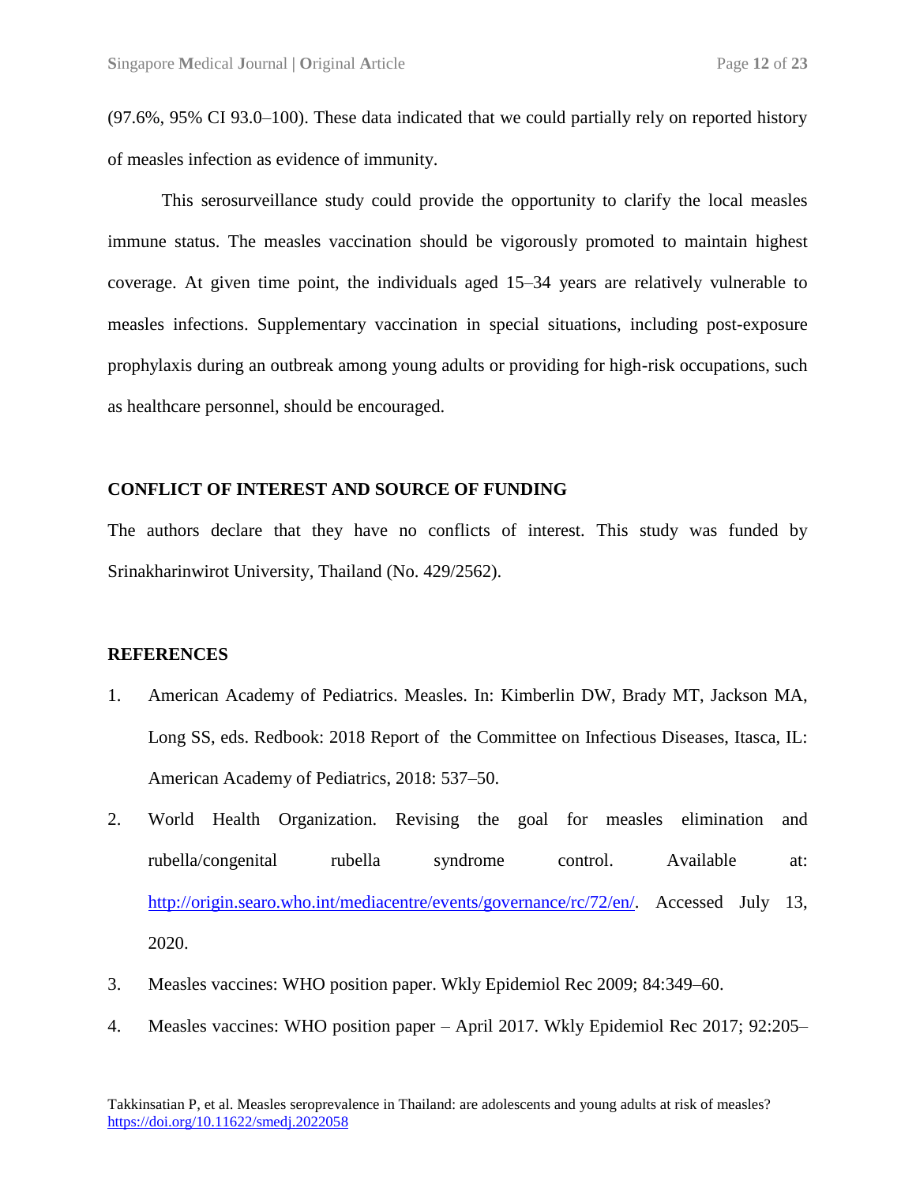(97.6%, 95% CI 93.0–100). These data indicated that we could partially rely on reported history of measles infection as evidence of immunity.

This serosurveillance study could provide the opportunity to clarify the local measles immune status. The measles vaccination should be vigorously promoted to maintain highest coverage. At given time point, the individuals aged 15–34 years are relatively vulnerable to measles infections. Supplementary vaccination in special situations, including post-exposure prophylaxis during an outbreak among young adults or providing for high-risk occupations, such as healthcare personnel, should be encouraged.

## CONFLICT OF INTEREST AND SOURCE OF FUNDING

The authors declare that they have no conflicts of interest. This study was funded by Srinakharinwirot University, Thailand (No. 429/2562).

## REFERENCES

1. American Academy of Pediatrics. Measles. In: Kimberlin DW, Brady MT, Jackson MA, Long SS, eds. Redbook: 2018 Report of the Committee on Infectious Diseases, Itasca, IL: American Academy of Pediatrics, 2018: 537–50.
2. World Health Organization. Revising the goal for measles elimination and rubella/congenital rubella syndrome control. Available at: http://origin.searo.who.int/mediacentre/events/governance/rc/72/en/. Accessed July 13, 2020.
3. Measles vaccines: WHO position paper. Wkly Epidemiol Rec 2009; 84:349–60.
4. Measles vaccines: WHO position paper – April 2017. Wkly Epidemiol Rec 2017; 92:205–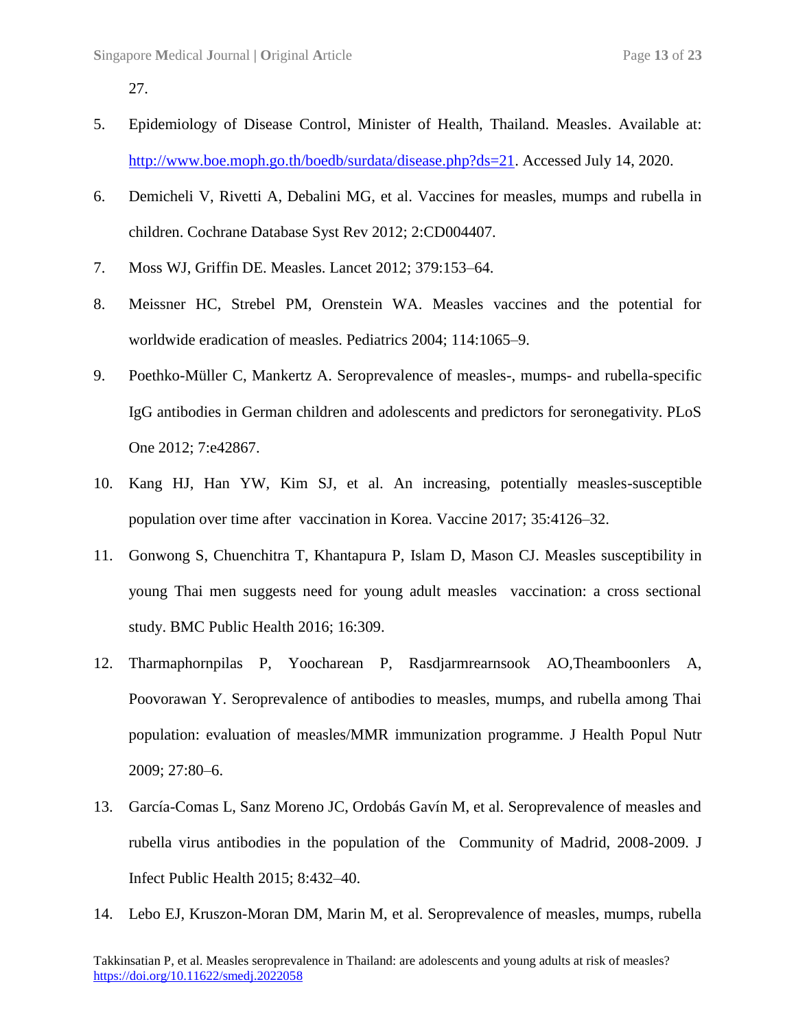27.

5. Epidemiology of Disease Control, Minister of Health, Thailand. Measles. Available at: http://www.boe.moph.go.th/boedb/surdata/disease.php?ds=21. Accessed July 14, 2020.

6. Demicheli V, Rivetti A, Debalini MG, et al. Vaccines for measles, mumps and rubella in children. Cochrane Database Syst Rev 2012; 2:CD004407.

7. Moss WJ, Griffin DE. Measles. Lancet 2012; 379:153–64.

8. Meissner HC, Strebel PM, Orenstein WA. Measles vaccines and the potential for worldwide eradication of measles. Pediatrics 2004; 114:1065–9.

9. Poethko-Müller C, Mankertz A. Seroprevalence of measles-, mumps- and rubella-specific IgG antibodies in German children and adolescents and predictors for seronegativity. PLoS One 2012; 7:e42867.

10. Kang HJ, Han YW, Kim SJ, et al. An increasing, potentially measles-susceptible population over time after vaccination in Korea. Vaccine 2017; 35:4126–32.

11. Gonwong S, Chuenchitra T, Khantapura P, Islam D, Mason CJ. Measles susceptibility in young Thai men suggests need for young adult measles vaccination: a cross sectional study. BMC Public Health 2016; 16:309.

12. Tharmaphornpilas P, Yoocharean P, Rasdjarmrearnsook AO,Theamboonlers A, Poovorawan Y. Seroprevalence of antibodies to measles, mumps, and rubella among Thai population: evaluation of measles/MMR immunization programme. J Health Popul Nutr 2009; 27:80–6.

13. García-Comas L, Sanz Moreno JC, Ordobás Gavín M, et al. Seroprevalence of measles and rubella virus antibodies in the population of the Community of Madrid, 2008-2009. J Infect Public Health 2015; 8:432–40.

14. Lebo EJ, Kruszon-Moran DM, Marin M, et al. Seroprevalence of measles, mumps, rubella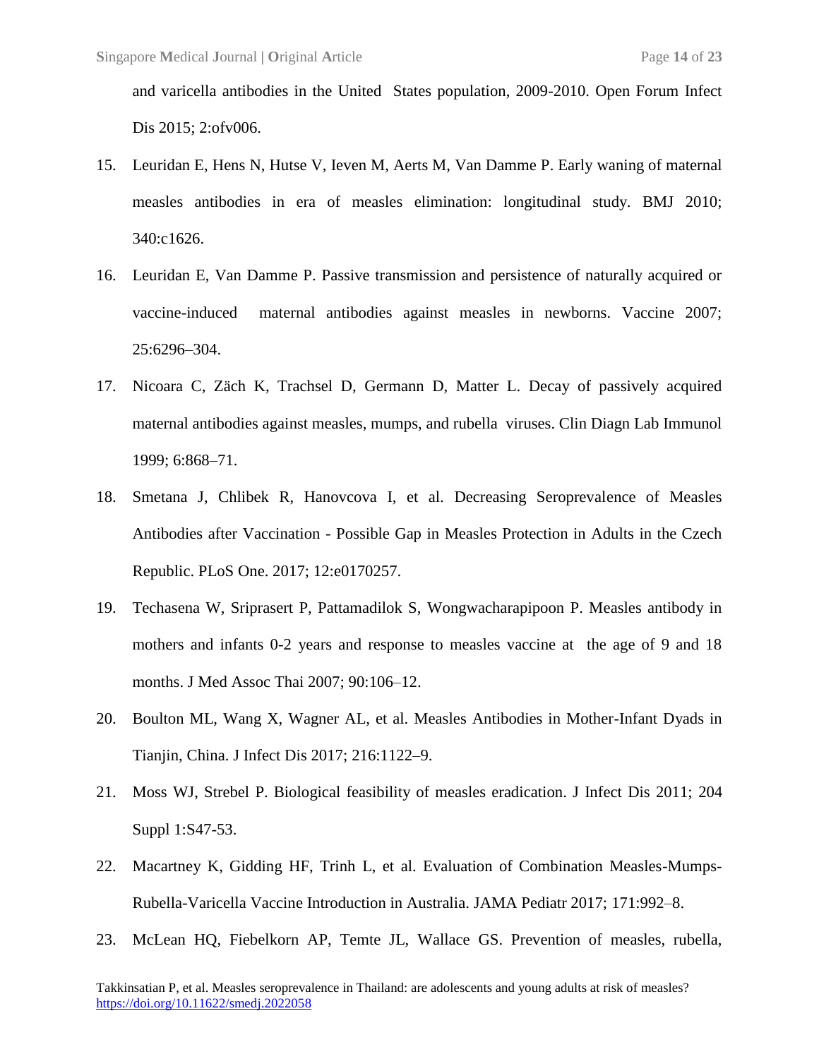and varicella antibodies in the United States population, 2009-2010. Open Forum Infect Dis 2015; 2:ofv006.

15. Leuridan E, Hens N, Hutse V, Ieven M, Aerts M, Van Damme P. Early waning of maternal measles antibodies in era of measles elimination: longitudinal study. BMJ 2010; 340:c1626.
16. Leuridan E, Van Damme P. Passive transmission and persistence of naturally acquired or vaccine-induced maternal antibodies against measles in newborns. Vaccine 2007; 25:6296–304.
17. Nicoara C, Zäch K, Trachsel D, Germann D, Matter L. Decay of passively acquired maternal antibodies against measles, mumps, and rubella viruses. Clin Diagn Lab Immunol 1999; 6:868–71.
18. Smetana J, Chlibek R, Hanovcova I, et al. Decreasing Seroprevalence of Measles Antibodies after Vaccination - Possible Gap in Measles Protection in Adults in the Czech Republic. PLoS One. 2017; 12:e0170257.
19. Techasena W, Sriprasert P, Pattamadilok S, Wongwacharapipoon P. Measles antibody in mothers and infants 0-2 years and response to measles vaccine at the age of 9 and 18 months. J Med Assoc Thai 2007; 90:106–12.
20. Boulton ML, Wang X, Wagner AL, et al. Measles Antibodies in Mother-Infant Dyads in Tianjin, China. J Infect Dis 2017; 216:1122–9.
21. Moss WJ, Strebel P. Biological feasibility of measles eradication. J Infect Dis 2011; 204 Suppl 1:S47-53.
22. Macartney K, Gidding HF, Trinh L, et al. Evaluation of Combination Measles-Mumps-Rubella-Varicella Vaccine Introduction in Australia. JAMA Pediatr 2017; 171:992–8.
23. McLean HQ, Fiebelkorn AP, Temte JL, Wallace GS. Prevention of measles, rubella,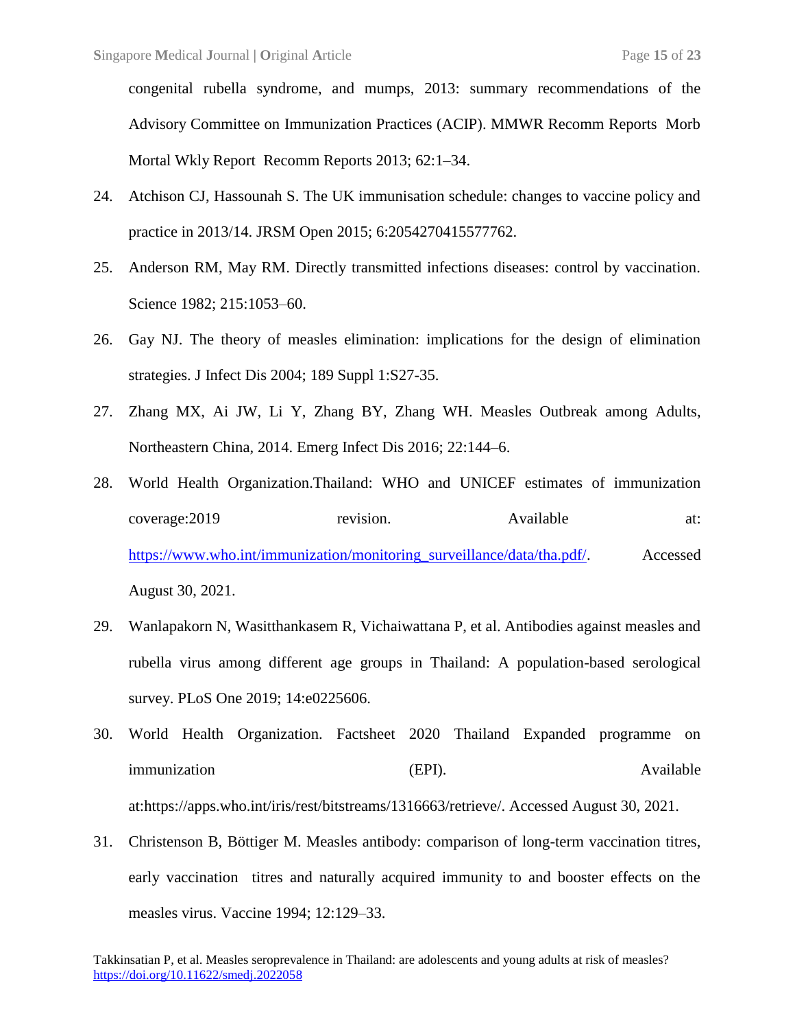congenital rubella syndrome, and mumps, 2013: summary recommendations of the Advisory Committee on Immunization Practices (ACIP). MMWR Recomm Reports Morb Mortal Wkly Report Recomm Reports 2013; 62:1–34.

24. Atchison CJ, Hassounah S. The UK immunisation schedule: changes to vaccine policy and practice in 2013/14. JRSM Open 2015; 6:2054270415577762.

25. Anderson RM, May RM. Directly transmitted infections diseases: control by vaccination. Science 1982; 215:1053–60.

26. Gay NJ. The theory of measles elimination: implications for the design of elimination strategies. J Infect Dis 2004; 189 Suppl 1:S27-35.

27. Zhang MX, Ai JW, Li Y, Zhang BY, Zhang WH. Measles Outbreak among Adults, Northeastern China, 2014. Emerg Infect Dis 2016; 22:144–6.

28. World Health Organization.Thailand: WHO and UNICEF estimates of immunization coverage:2019 revision. Available at: https://www.who.int/immunization/monitoring_surveillance/data/tha.pdf/. Accessed August 30, 2021.

29. Wanlapakorn N, Wasitthankasem R, Vichaiwattana P, et al. Antibodies against measles and rubella virus among different age groups in Thailand: A population-based serological survey. PLoS One 2019; 14:e0225606.

30. World Health Organization. Factsheet 2020 Thailand Expanded programme on immunization (EPI). Available at:https://apps.who.int/iris/rest/bitstreams/1316663/retrieve/. Accessed August 30, 2021.

31. Christenson B, Böttiger M. Measles antibody: comparison of long-term vaccination titres, early vaccination titres and naturally acquired immunity to and booster effects on the measles virus. Vaccine 1994; 12:129–33.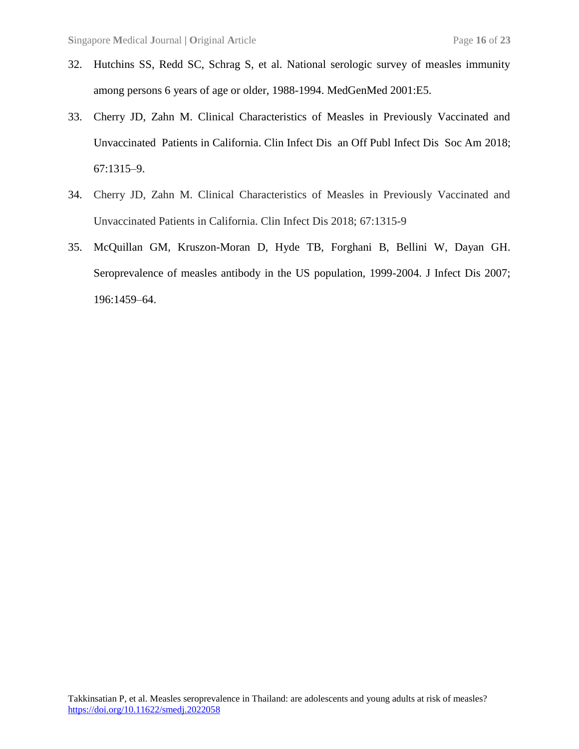32. Hutchins SS, Redd SC, Schrag S, et al. National serologic survey of measles immunity among persons 6 years of age or older, 1988-1994. MedGenMed 2001:E5.
33. Cherry JD, Zahn M. Clinical Characteristics of Measles in Previously Vaccinated and Unvaccinated Patients in California. Clin Infect Dis an Off Publ Infect Dis Soc Am 2018; 67:1315–9.
34. Cherry JD, Zahn M. Clinical Characteristics of Measles in Previously Vaccinated and Unvaccinated Patients in California. Clin Infect Dis 2018; 67:1315-9
35. McQuillan GM, Kruszon-Moran D, Hyde TB, Forghani B, Bellini W, Dayan GH. Seroprevalence of measles antibody in the US population, 1999-2004. J Infect Dis 2007; 196:1459–64.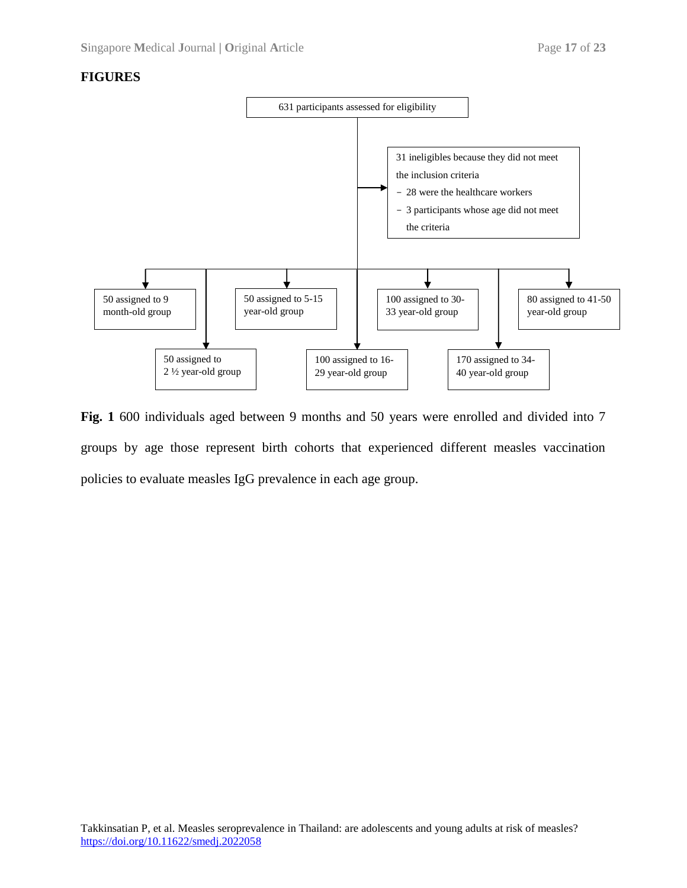## FIGURES

631 participants assessed for eligibility

31 ineligibles because they did not meet the inclusion criteria
- 28 were the healthcare workers
- 3 participants whose age did not meet the criteria

50 assigned to 9 month-old group

50 assigned to 2 ½ year-old group

50 assigned to 5-15 year-old group

100 assigned to 16-29 year-old group

100 assigned to 30-33 year-old group

170 assigned to 34-40 year-old group

80 assigned to 41-50 year-old group

**Fig. 1** 600 individuals aged between 9 months and 50 years were enrolled and divided into 7 groups by age those represent birth cohorts that experienced different measles vaccination policies to evaluate measles IgG prevalence in each age group.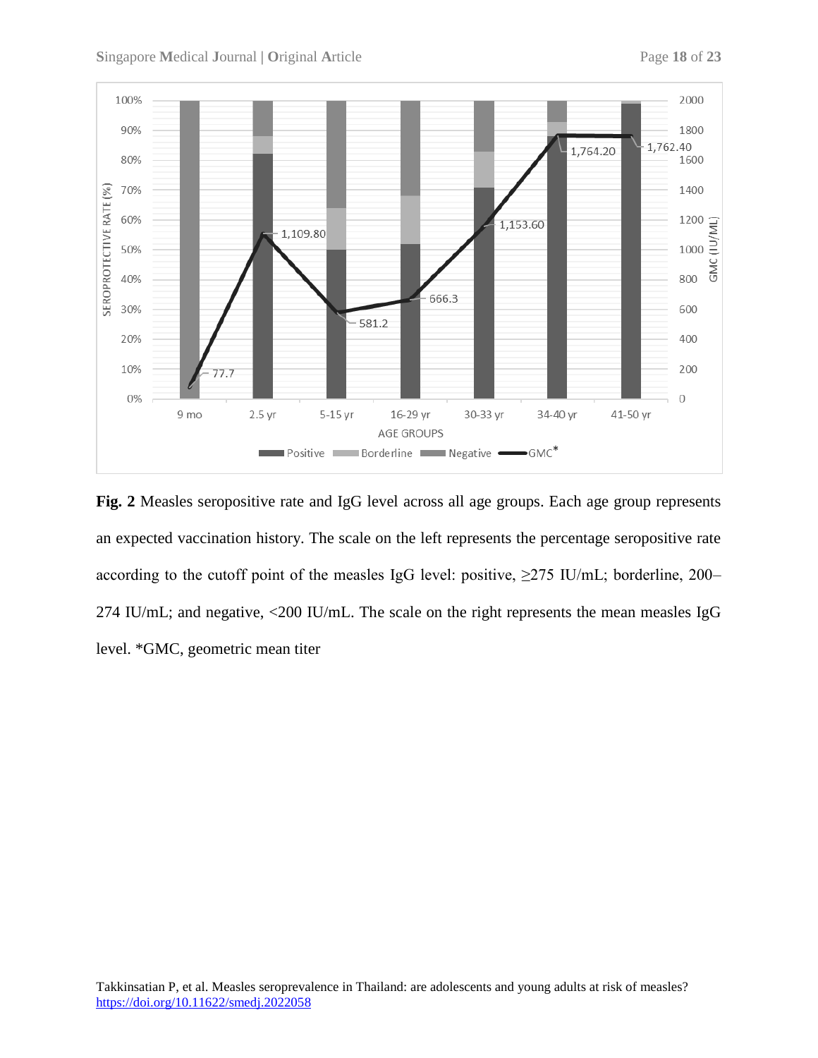**Fig. 2** Measles seropositive rate and IgG level across all age groups. Each age group represents an expected vaccination history. The scale on the left represents the percentage seropositive rate according to the cutoff point of the measles IgG level: positive, ≥275 IU/mL; borderline, 200–274 IU/mL; and negative, <200 IU/mL. The scale on the right represents the mean measles IgG level. *GMC, geometric mean titer

Takkinsatian P, et al. Measles seroprevalence in Thailand: are adolescents and young adults at risk of measles? https://doi.org/10.11622/smedj.2022058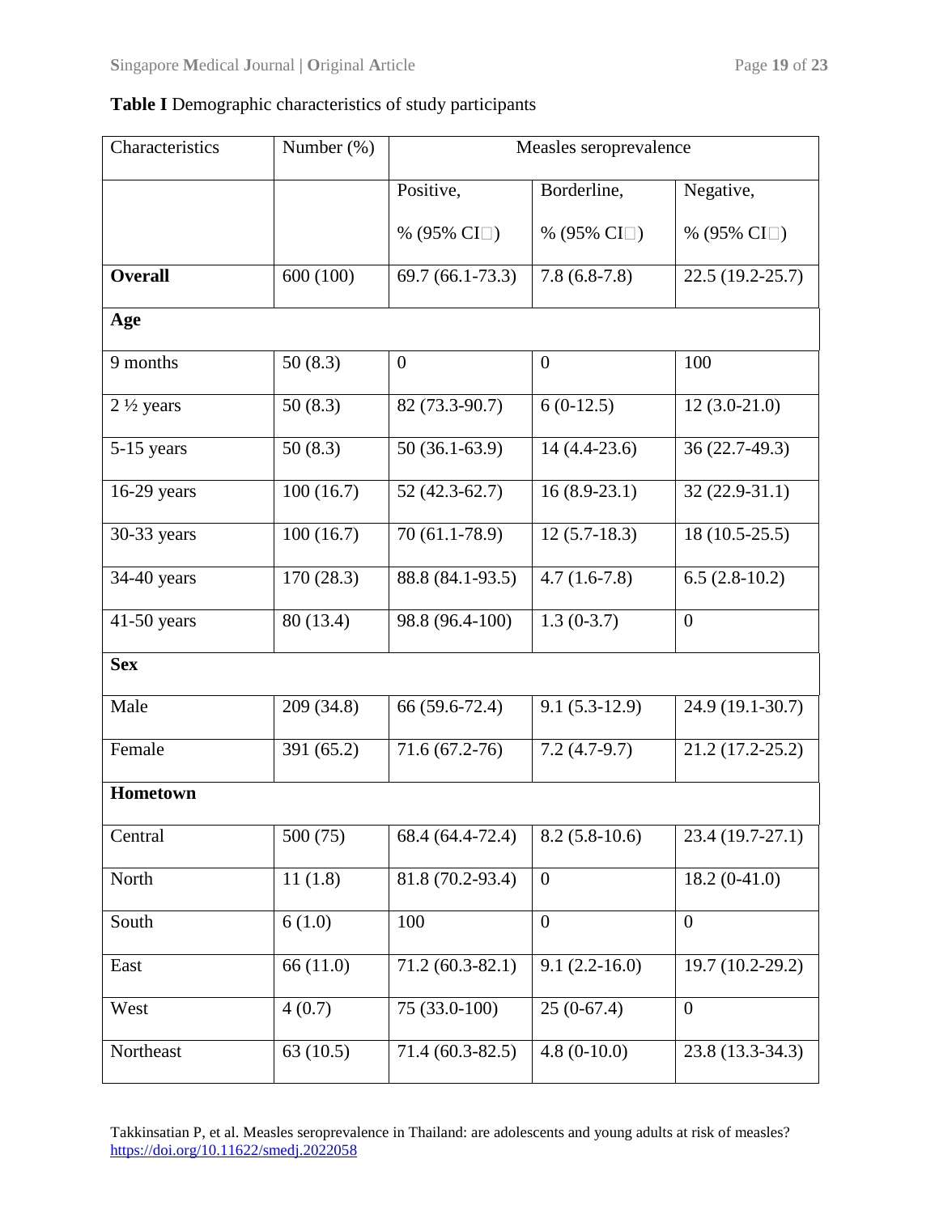**Table I** Demographic characteristics of study participants

| Characteristics | Number (%) | Measles seroprevalence | | |
|---|---|---|---|---|
| | | Positive, % (95% CI□) | Borderline, % (95% CI□) | Negative, % (95% CI□) |
| **Overall** | 600 (100) | 69.7 (66.1-73.3) | 7.8 (6.8-7.8) | 22.5 (19.2-25.7) |
| **Age** | | | | |
| 9 months | 50 (8.3) | 0 | 0 | 100 |
| 2 ½ years | 50 (8.3) | 82 (73.3-90.7) | 6 (0-12.5) | 12 (3.0-21.0) |
| 5-15 years | 50 (8.3) | 50 (36.1-63.9) | 14 (4.4-23.6) | 36 (22.7-49.3) |
| 16-29 years | 100 (16.7) | 52 (42.3-62.7) | 16 (8.9-23.1) | 32 (22.9-31.1) |
| 30-33 years | 100 (16.7) | 70 (61.1-78.9) | 12 (5.7-18.3) | 18 (10.5-25.5) |
| 34-40 years | 170 (28.3) | 88.8 (84.1-93.5) | 4.7 (1.6-7.8) | 6.5 (2.8-10.2) |
| 41-50 years | 80 (13.4) | 98.8 (96.4-100) | 1.3 (0-3.7) | 0 |
| **Sex** | | | | |
| Male | 209 (34.8) | 66 (59.6-72.4) | 9.1 (5.3-12.9) | 24.9 (19.1-30.7) |
| Female | 391 (65.2) | 71.6 (67.2-76) | 7.2 (4.7-9.7) | 21.2 (17.2-25.2) |
| **Hometown** | | | | |
| Central | 500 (75) | 68.4 (64.4-72.4) | 8.2 (5.8-10.6) | 23.4 (19.7-27.1) |
| North | 11 (1.8) | 81.8 (70.2-93.4) | 0 | 18.2 (0-41.0) |
| South | 6 (1.0) | 100 | 0 | 0 |
| East | 66 (11.0) | 71.2 (60.3-82.1) | 9.1 (2.2-16.0) | 19.7 (10.2-29.2) |
| West | 4 (0.7) | 75 (33.0-100) | 25 (0-67.4) | 0 |
| Northeast | 63 (10.5) | 71.4 (60.3-82.5) | 4.8 (0-10.0) | 23.8 (13.3-34.3) |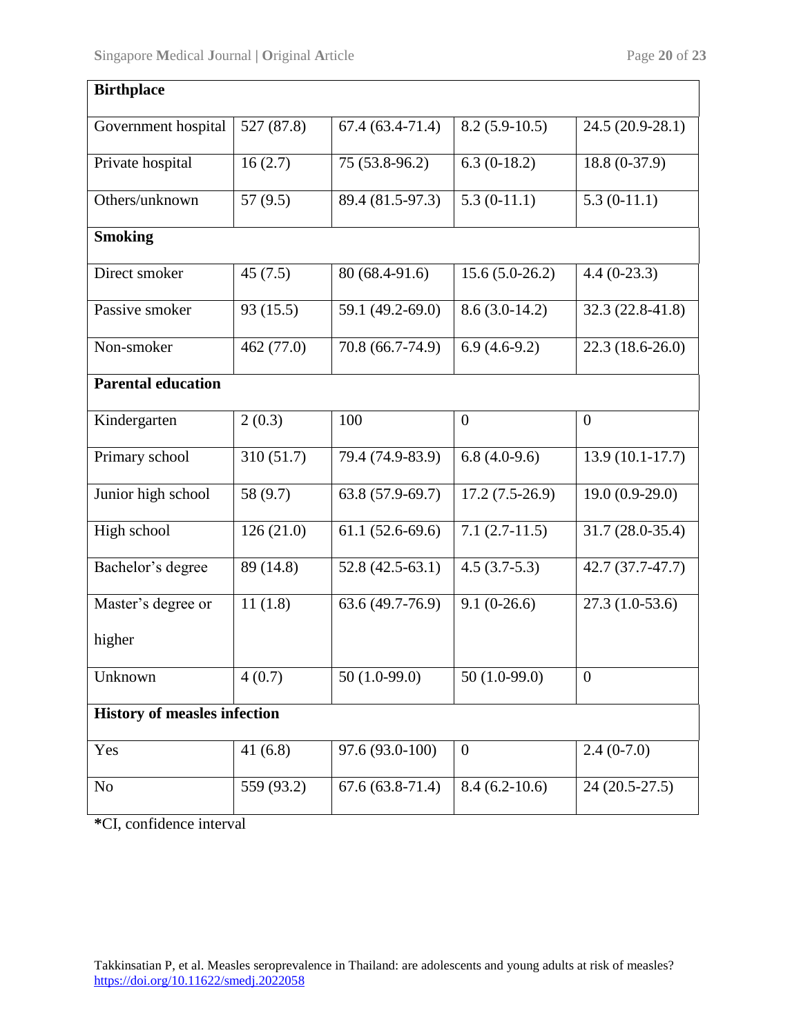| **Birthplace** | | | | |
|---|---|---|---|---|
| Government hospital | 527 (87.8) | 67.4 (63.4-71.4) | 8.2 (5.9-10.5) | 24.5 (20.9-28.1) |
| Private hospital | 16 (2.7) | 75 (53.8-96.2) | 6.3 (0-18.2) | 18.8 (0-37.9) |
| Others/unknown | 57 (9.5) | 89.4 (81.5-97.3) | 5.3 (0-11.1) | 5.3 (0-11.1) |
| **Smoking** | | | | |
| Direct smoker | 45 (7.5) | 80 (68.4-91.6) | 15.6 (5.0-26.2) | 4.4 (0-23.3) |
| Passive smoker | 93 (15.5) | 59.1 (49.2-69.0) | 8.6 (3.0-14.2) | 32.3 (22.8-41.8) |
| Non-smoker | 462 (77.0) | 70.8 (66.7-74.9) | 6.9 (4.6-9.2) | 22.3 (18.6-26.0) |
| **Parental education** | | | | |
| Kindergarten | 2 (0.3) | 100 | 0 | 0 |
| Primary school | 310 (51.7) | 79.4 (74.9-83.9) | 6.8 (4.0-9.6) | 13.9 (10.1-17.7) |
| Junior high school | 58 (9.7) | 63.8 (57.9-69.7) | 17.2 (7.5-26.9) | 19.0 (0.9-29.0) |
| High school | 126 (21.0) | 61.1 (52.6-69.6) | 7.1 (2.7-11.5) | 31.7 (28.0-35.4) |
| Bachelor's degree | 89 (14.8) | 52.8 (42.5-63.1) | 4.5 (3.7-5.3) | 42.7 (37.7-47.7) |
| Master's degree or higher | 11 (1.8) | 63.6 (49.7-76.9) | 9.1 (0-26.6) | 27.3 (1.0-53.6) |
| Unknown | 4 (0.7) | 50 (1.0-99.0) | 50 (1.0-99.0) | 0 |
| **History of measles infection** | | | | |
| Yes | 41 (6.8) | 97.6 (93.0-100) | 0 | 2.4 (0-7.0) |
| No | 559 (93.2) | 67.6 (63.8-71.4) | 8.4 (6.2-10.6) | 24 (20.5-27.5) |

*CI, confidence interval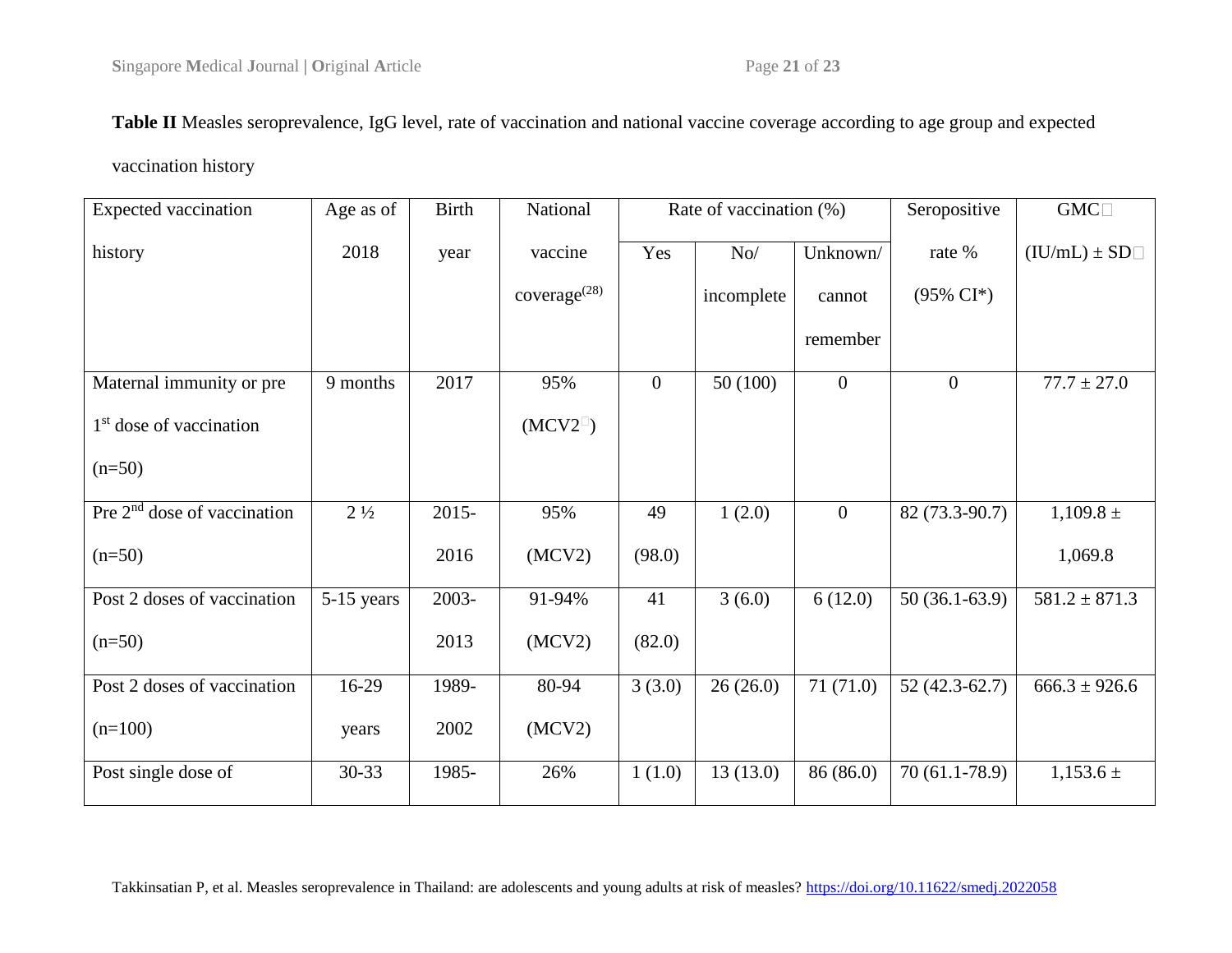**Table II** Measles seroprevalence, IgG level, rate of vaccination and national vaccine coverage according to age group and expected vaccination history

| Expected vaccination history | Age as of 2018 | Birth year | National vaccine coverage(28) | Rate of vaccination (%) | | | Seropositive rate % (95% CI*) | GMC (IU/mL) ± SD |
|---|---|---|---|---|---|---|---|---|
| | | | | Yes | No/ incomplete | Unknown/ cannot remember | | |
| Maternal immunity or pre 1st dose of vaccination (n=50) | 9 months | 2017 | 95% (MCV2) | 0 | 50 (100) | 0 | 0 | 77.7 ± 27.0 |
| Pre 2nd dose of vaccination (n=50) | 2 ½ | 2015-2016 | 95% (MCV2) | 49 (98.0) | 1 (2.0) | 0 | 82 (73.3-90.7) | 1,109.8 ± 1,069.8 |
| Post 2 doses of vaccination (n=50) | 5-15 years | 2003-2013 | 91-94% (MCV2) | 41 (82.0) | 3 (6.0) | 6 (12.0) | 50 (36.1-63.9) | 581.2 ± 871.3 |
| Post 2 doses of vaccination (n=100) | 16-29 years | 1989-2002 | 80-94 (MCV2) | 3 (3.0) | 26 (26.0) | 71 (71.0) | 52 (42.3-62.7) | 666.3 ± 926.6 |
| Post single dose of | 30-33 | 1985- | 26% | 1 (1.0) | 13 (13.0) | 86 (86.0) | 70 (61.1-78.9) | 1,153.6 ± |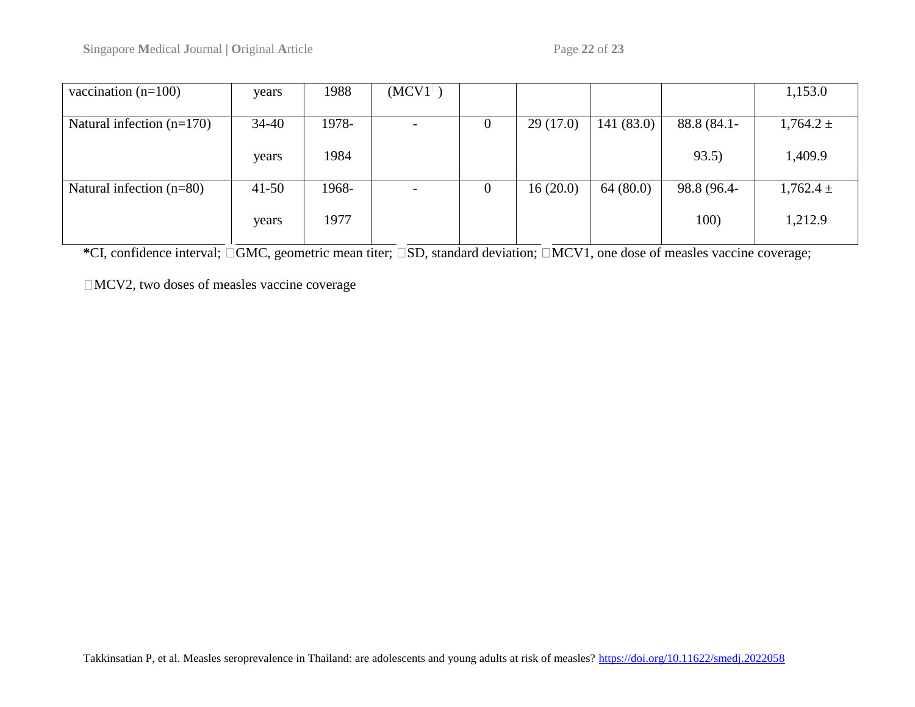| | | | | | | | | |
|---|---|---|---|---|---|---|---|---|
| vaccination (n=100) | years | 1988 | (MCV1) | | | | | 1,153.0 |
| Natural infection (n=170) | 34-40 years | 1978-1984 | - | 0 | 29 (17.0) | 141 (83.0) | 88.8 (84.1-93.5) | 1,764.2 ± 1,409.9 |
| Natural infection (n=80) | 41-50 years | 1968-1977 | - | 0 | 16 (20.0) | 64 (80.0) | 98.8 (96.4-100) | 1,762.4 ± 1,212.9 |

*CI, confidence interval; GMC, geometric mean titer; SD, standard deviation; MCV1, one dose of measles vaccine coverage; MCV2, two doses of measles vaccine coverage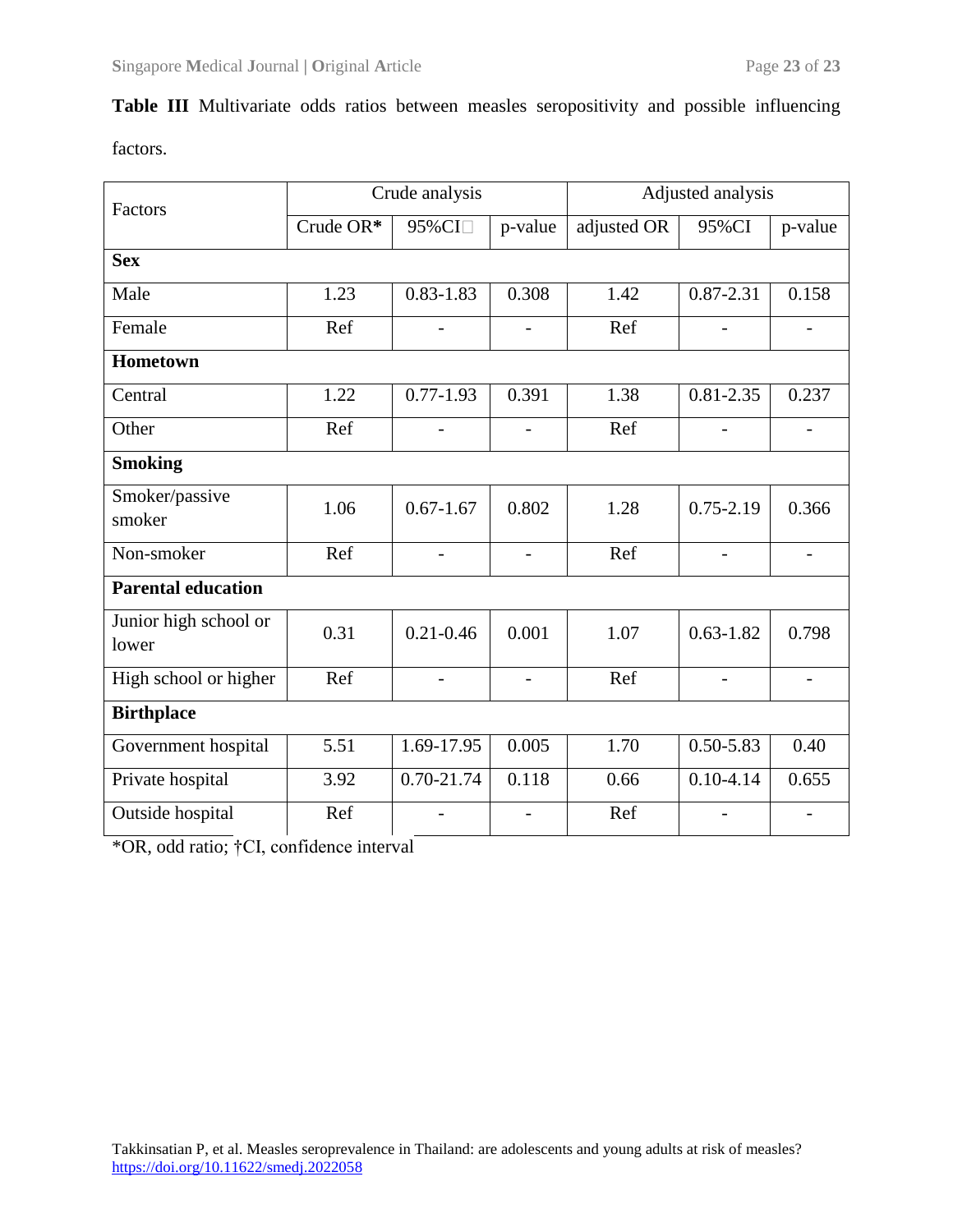**Table III** Multivariate odds ratios between measles seropositivity and possible influencing factors.

| Factors | Crude analysis | | | Adjusted analysis | | |
|---|---|---|---|---|---|---|
| | Crude OR* | 95%CI† | p-value | adjusted OR | 95%CI | p-value |
| **Sex** | | | | | | |
| Male | 1.23 | 0.83-1.83 | 0.308 | 1.42 | 0.87-2.31 | 0.158 |
| Female | Ref | - | - | Ref | - | - |
| **Hometown** | | | | | | |
| Central | 1.22 | 0.77-1.93 | 0.391 | 1.38 | 0.81-2.35 | 0.237 |
| Other | Ref | - | - | Ref | - | - |
| **Smoking** | | | | | | |
| Smoker/passive smoker | 1.06 | 0.67-1.67 | 0.802 | 1.28 | 0.75-2.19 | 0.366 |
| Non-smoker | Ref | - | - | Ref | - | - |
| **Parental education** | | | | | | |
| Junior high school or lower | 0.31 | 0.21-0.46 | 0.001 | 1.07 | 0.63-1.82 | 0.798 |
| High school or higher | Ref | - | - | Ref | - | - |
| **Birthplace** | | | | | | |
| Government hospital | 5.51 | 1.69-17.95 | 0.005 | 1.70 | 0.50-5.83 | 0.40 |
| Private hospital | 3.92 | 0.70-21.74 | 0.118 | 0.66 | 0.10-4.14 | 0.655 |
| Outside hospital | Ref | - | - | Ref | - | - |

*OR, odd ratio; †CI, confidence interval